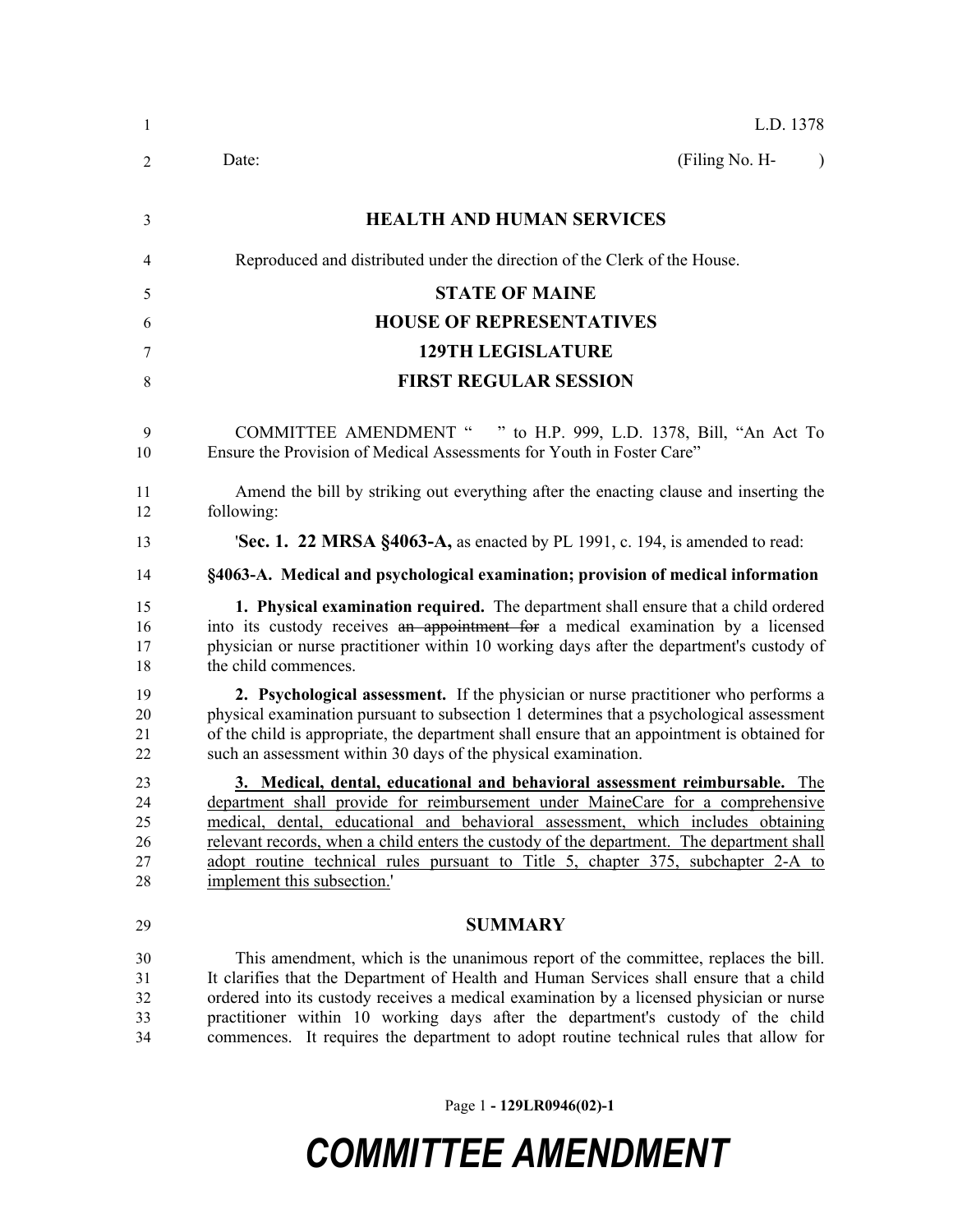L.D. 1378

Date: (Filing No. H- )

**HEALTH AND HUMAN SERVICES**

Reproduced and distributed under the direction of the Clerk of the House.

**STATE OF MAINE**

**HOUSE OF REPRESENTATIVES**

**129TH LEGISLATURE**

**FIRST REGULAR SESSION**

COMMITTEE AMENDMENT " " to H.P. 999, L.D. 1378, Bill, "An Act To Ensure the Provision of Medical Assessments for Youth in Foster Care"

Amend the bill by striking out everything after the enacting clause and inserting the following:

'**Sec. 1. 22 MRSA §4063-A,** as enacted by PL 1991, c. 194, is amended to read:

**§4063-A. Medical and psychological examination; provision of medical information**

**1. Physical examination required.** The department shall ensure that a child ordered into its custody receives ~~an appointment for~~ a medical examination by a licensed physician or nurse practitioner within 10 working days after the department's custody of the child commences.

**2. Psychological assessment.** If the physician or nurse practitioner who performs a physical examination pursuant to subsection 1 determines that a psychological assessment of the child is appropriate, the department shall ensure that an appointment is obtained for such an assessment within 30 days of the physical examination.

<u>**3. Medical, dental, educational and behavioral assessment reimbursable.** The department shall provide for reimbursement under MaineCare for a comprehensive medical, dental, educational and behavioral assessment, which includes obtaining relevant records, when a child enters the custody of the department. The department shall adopt routine technical rules pursuant to Title 5, chapter 375, subchapter 2-A to implement this subsection.</u>'

**SUMMARY**

This amendment, which is the unanimous report of the committee, replaces the bill. It clarifies that the Department of Health and Human Services shall ensure that a child ordered into its custody receives a medical examination by a licensed physician or nurse practitioner within 10 working days after the department's custody of the child commences. It requires the department to adopt routine technical rules that allow for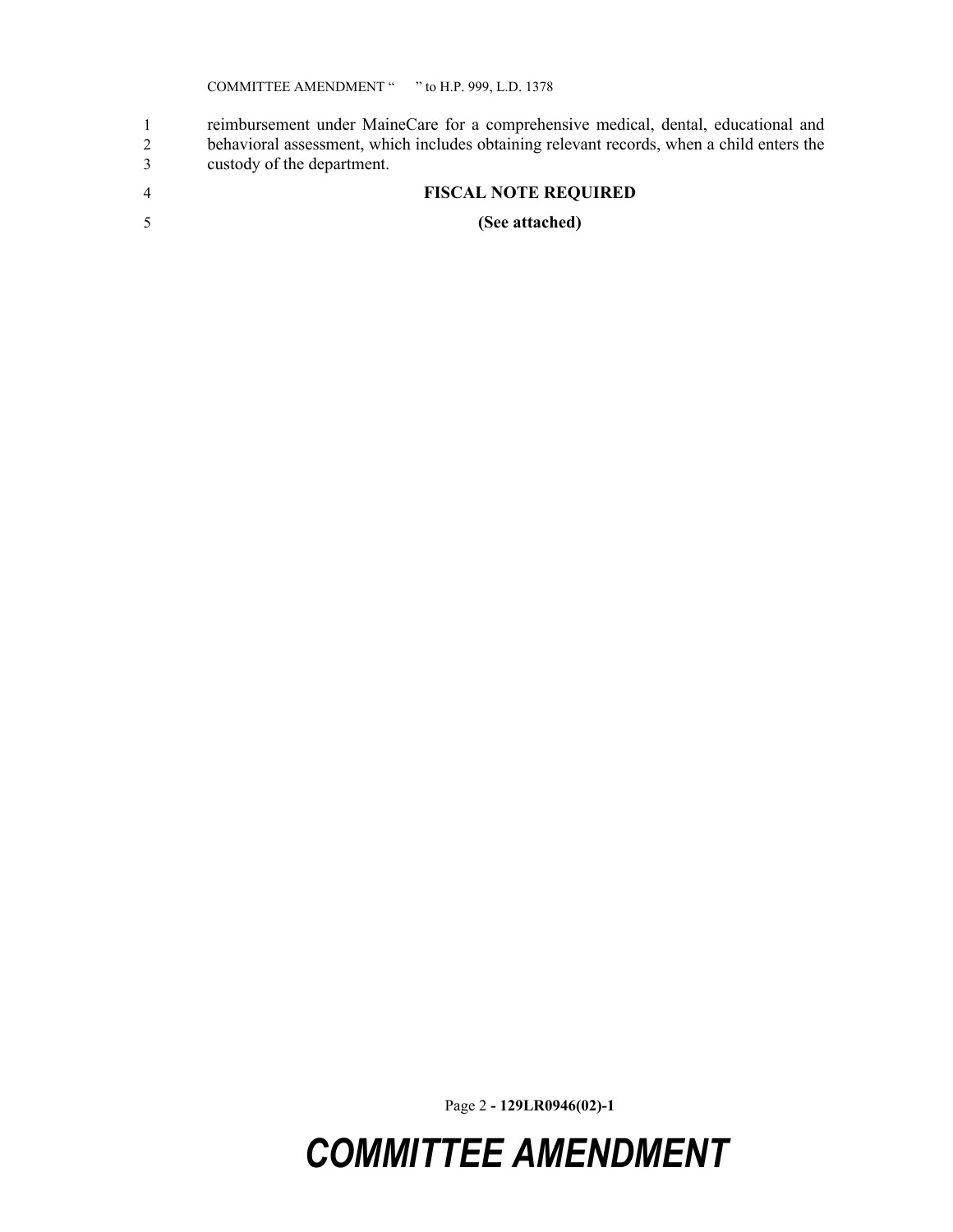reimbursement under MaineCare for a comprehensive medical, dental, educational and behavioral assessment, which includes obtaining relevant records, when a child enters the custody of the department.

**FISCAL NOTE REQUIRED**

**(See attached)**